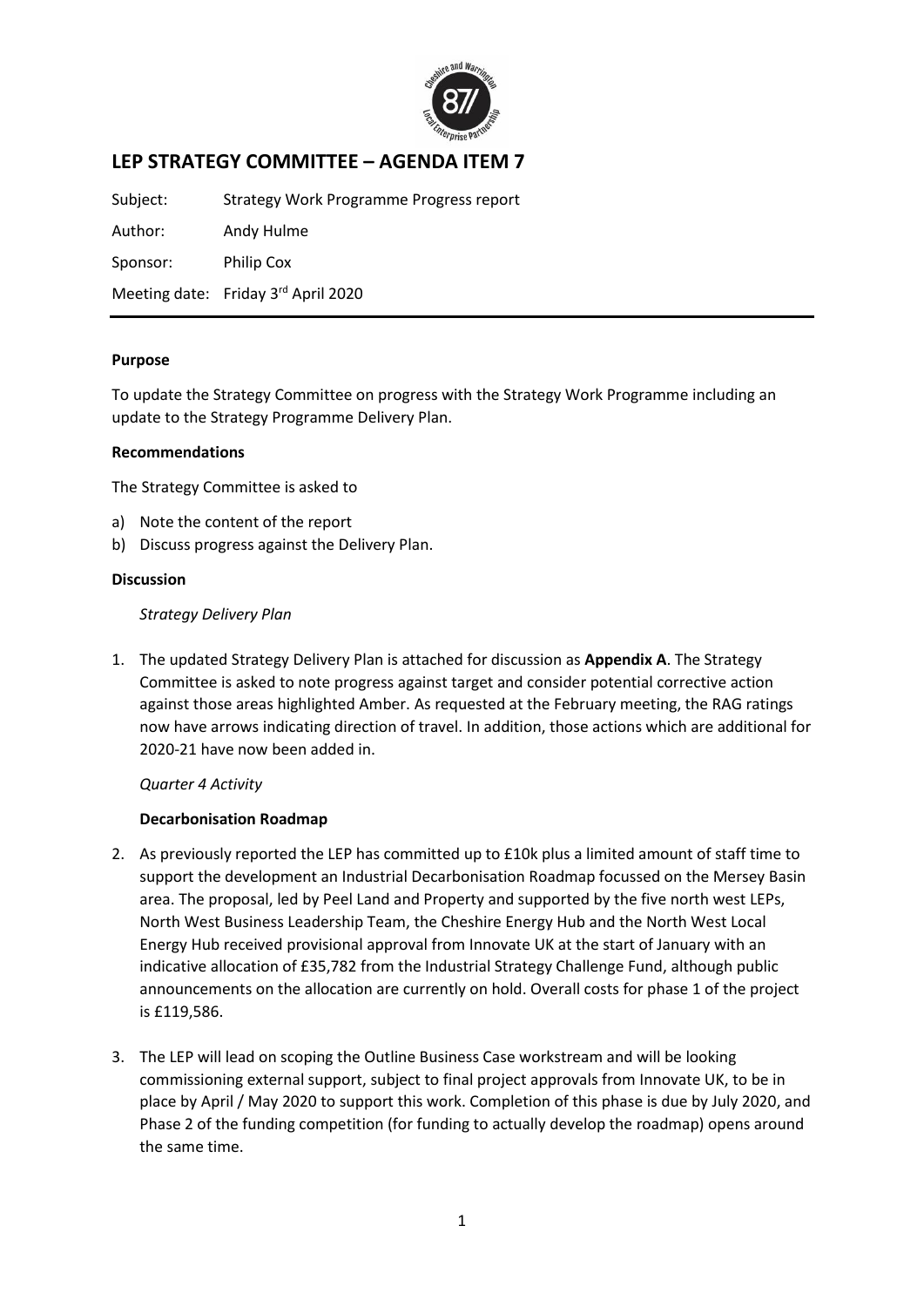# LEP STRATEGY COMMITTEE – AGENDA ITEM 7

Subject: Strategy Work Programme Progress report

Author: Andy Hulme

Sponsor: Philip Cox

Meeting date: Friday 3rd April 2020

**Purpose**

To update the Strategy Committee on progress with the Strategy Work Programme including an update to the Strategy Programme Delivery Plan.

**Recommendations**

The Strategy Committee is asked to

a) Note the content of the report
b) Discuss progress against the Delivery Plan.

**Discussion**

*Strategy Delivery Plan*

1. The updated Strategy Delivery Plan is attached for discussion as **Appendix A**. The Strategy Committee is asked to note progress against target and consider potential corrective action against those areas highlighted Amber. As requested at the February meeting, the RAG ratings now have arrows indicating direction of travel. In addition, those actions which are additional for 2020-21 have now been added in.

*Quarter 4 Activity*

**Decarbonisation Roadmap**

2. As previously reported the LEP has committed up to £10k plus a limited amount of staff time to support the development an Industrial Decarbonisation Roadmap focussed on the Mersey Basin area. The proposal, led by Peel Land and Property and supported by the five north west LEPs, North West Business Leadership Team, the Cheshire Energy Hub and the North West Local Energy Hub received provisional approval from Innovate UK at the start of January with an indicative allocation of £35,782 from the Industrial Strategy Challenge Fund, although public announcements on the allocation are currently on hold. Overall costs for phase 1 of the project is £119,586.

3. The LEP will lead on scoping the Outline Business Case workstream and will be looking commissioning external support, subject to final project approvals from Innovate UK, to be in place by April / May 2020 to support this work. Completion of this phase is due by July 2020, and Phase 2 of the funding competition (for funding to actually develop the roadmap) opens around the same time.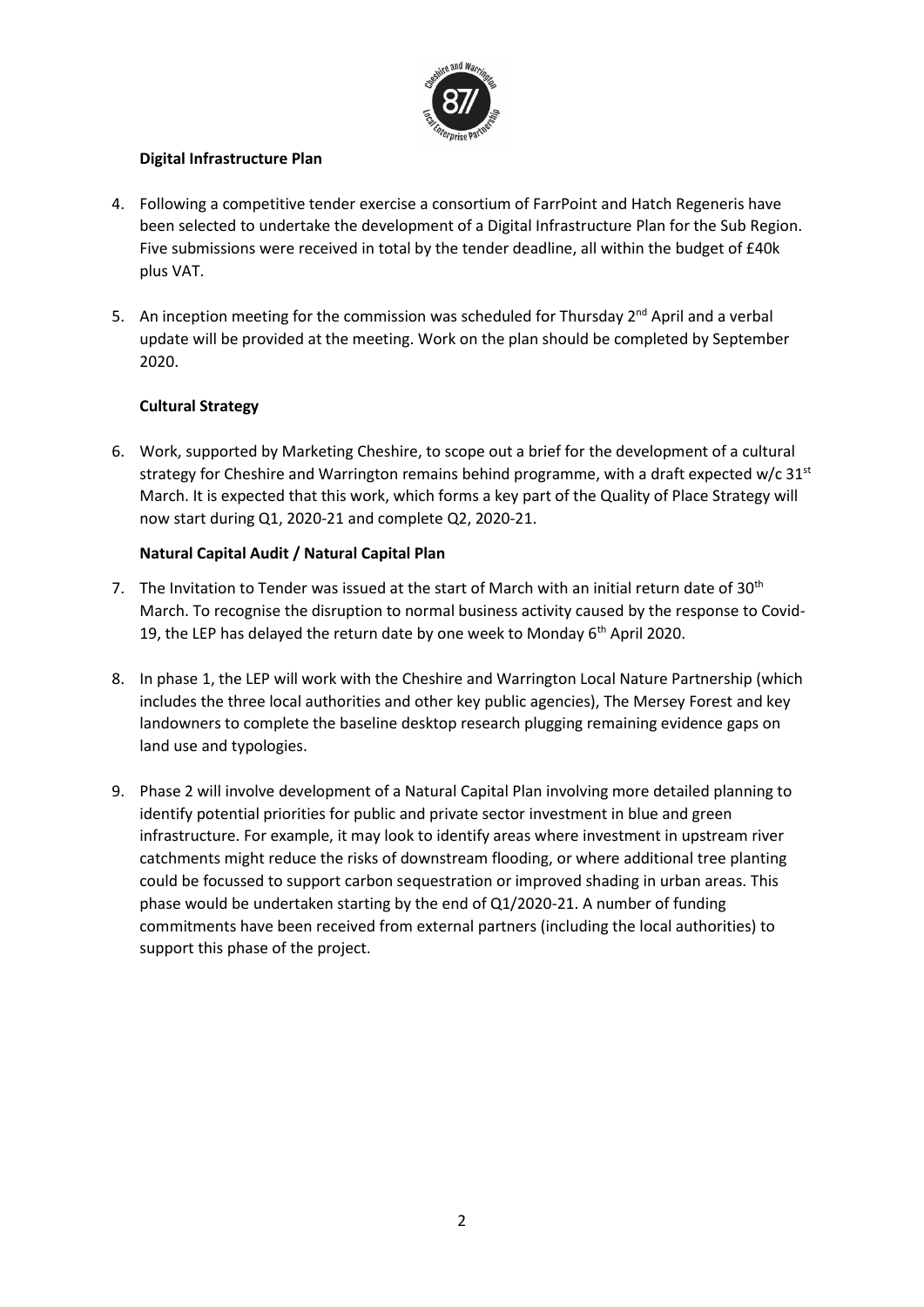**Digital Infrastructure Plan**

4. Following a competitive tender exercise a consortium of FarrPoint and Hatch Regeneris have been selected to undertake the development of a Digital Infrastructure Plan for the Sub Region. Five submissions were received in total by the tender deadline, all within the budget of £40k plus VAT.

5. An inception meeting for the commission was scheduled for Thursday 2nd April and a verbal update will be provided at the meeting. Work on the plan should be completed by September 2020.

**Cultural Strategy**

6. Work, supported by Marketing Cheshire, to scope out a brief for the development of a cultural strategy for Cheshire and Warrington remains behind programme, with a draft expected w/c 31st March. It is expected that this work, which forms a key part of the Quality of Place Strategy will now start during Q1, 2020-21 and complete Q2, 2020-21.

**Natural Capital Audit / Natural Capital Plan**

7. The Invitation to Tender was issued at the start of March with an initial return date of 30th March. To recognise the disruption to normal business activity caused by the response to Covid-19, the LEP has delayed the return date by one week to Monday 6th April 2020.

8. In phase 1, the LEP will work with the Cheshire and Warrington Local Nature Partnership (which includes the three local authorities and other key public agencies), The Mersey Forest and key landowners to complete the baseline desktop research plugging remaining evidence gaps on land use and typologies.

9. Phase 2 will involve development of a Natural Capital Plan involving more detailed planning to identify potential priorities for public and private sector investment in blue and green infrastructure. For example, it may look to identify areas where investment in upstream river catchments might reduce the risks of downstream flooding, or where additional tree planting could be focussed to support carbon sequestration or improved shading in urban areas. This phase would be undertaken starting by the end of Q1/2020-21. A number of funding commitments have been received from external partners (including the local authorities) to support this phase of the project.